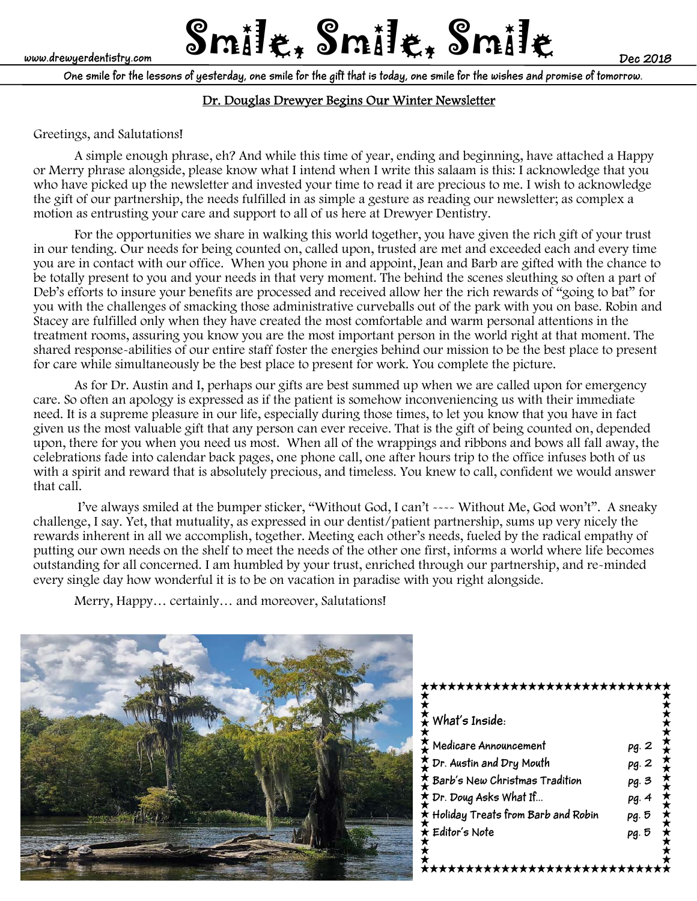www.drewyerdentistry.com

# Smile, Smile, Smile

Dec 2018

**One smile for the lessons of yesterday, one smile for the gift that is today, one smile for the wishes and promise of tomorrow.**

## Dr. Douglas Drewyer Begins Our Winter Newsletter

Greetings, and Salutations!

A simple enough phrase, eh? And while this time of year, ending and beginning, have attached a Happy or Merry phrase alongside, please know what I intend when I write this salaam is this: I acknowledge that you who have picked up the newsletter and invested your time to read it are precious to me. I wish to acknowledge the gift of our partnership, the needs fulfilled in as simple a gesture as reading our newsletter; as complex a motion as entrusting your care and support to all of us here at Drewyer Dentistry.

For the opportunities we share in walking this world together, you have given the rich gift of your trust in our tending. Our needs for being counted on, called upon, trusted are met and exceeded each and every time you are in contact with our office. When you phone in and appoint, Jean and Barb are gifted with the chance to be totally present to you and your needs in that very moment. The behind the scenes sleuthing so often a part of Deb's efforts to insure your benefits are processed and received allow her the rich rewards of "going to bat" for you with the challenges of smacking those administrative curveballs out of the park with you on base. Robin and Stacey are fulfilled only when they have created the most comfortable and warm personal attentions in the treatment rooms, assuring you know you are the most important person in the world right at that moment. The shared response-abilities of our entire staff foster the energies behind our mission to be the best place to present for care while simultaneously be the best place to present for work. You complete the picture.

As for Dr. Austin and I, perhaps our gifts are best summed up when we are called upon for emergency care. So often an apology is expressed as if the patient is somehow inconveniencing us with their immediate need. It is a supreme pleasure in our life, especially during those times, to let you know that you have in fact given us the most valuable gift that any person can ever receive. That is the gift of being counted on, depended upon, there for you when you need us most. When all of the wrappings and ribbons and bows all fall away, the celebrations fade into calendar back pages, one phone call, one after hours trip to the office infuses both of us with a spirit and reward that is absolutely precious, and timeless. You knew to call, confident we would answer that call.

I've always smiled at the bumper sticker, "Without God, I can't ---- Without Me, God won't". A sneaky challenge, I say. Yet, that mutuality, as expressed in our dentist/patient partnership, sums up very nicely the rewards inherent in all we accomplish, together. Meeting each other's needs, fueled by the radical empathy of putting our own needs on the shelf to meet the needs of the other one first, informs a world where life becomes outstanding for all concerned. I am humbled by your trust, enriched through our partnership, and re-minded every single day how wonderful it is to be on vacation in paradise with you right alongside.

Merry, Happy… certainly… and moreover, Salutations!

**What's Inside:**

| | |
|---|---|
| Medicare Announcement | pg. 2 |
| Dr. Austin and Dry Mouth | pg. 2 |
| Barb's New Christmas Tradition | pg. 3 |
| Dr. Doug Asks What If… | pg. 4 |
| Holiday Treats from Barb and Robin | pg. 5 |
| Editor's Note | pg. 5 |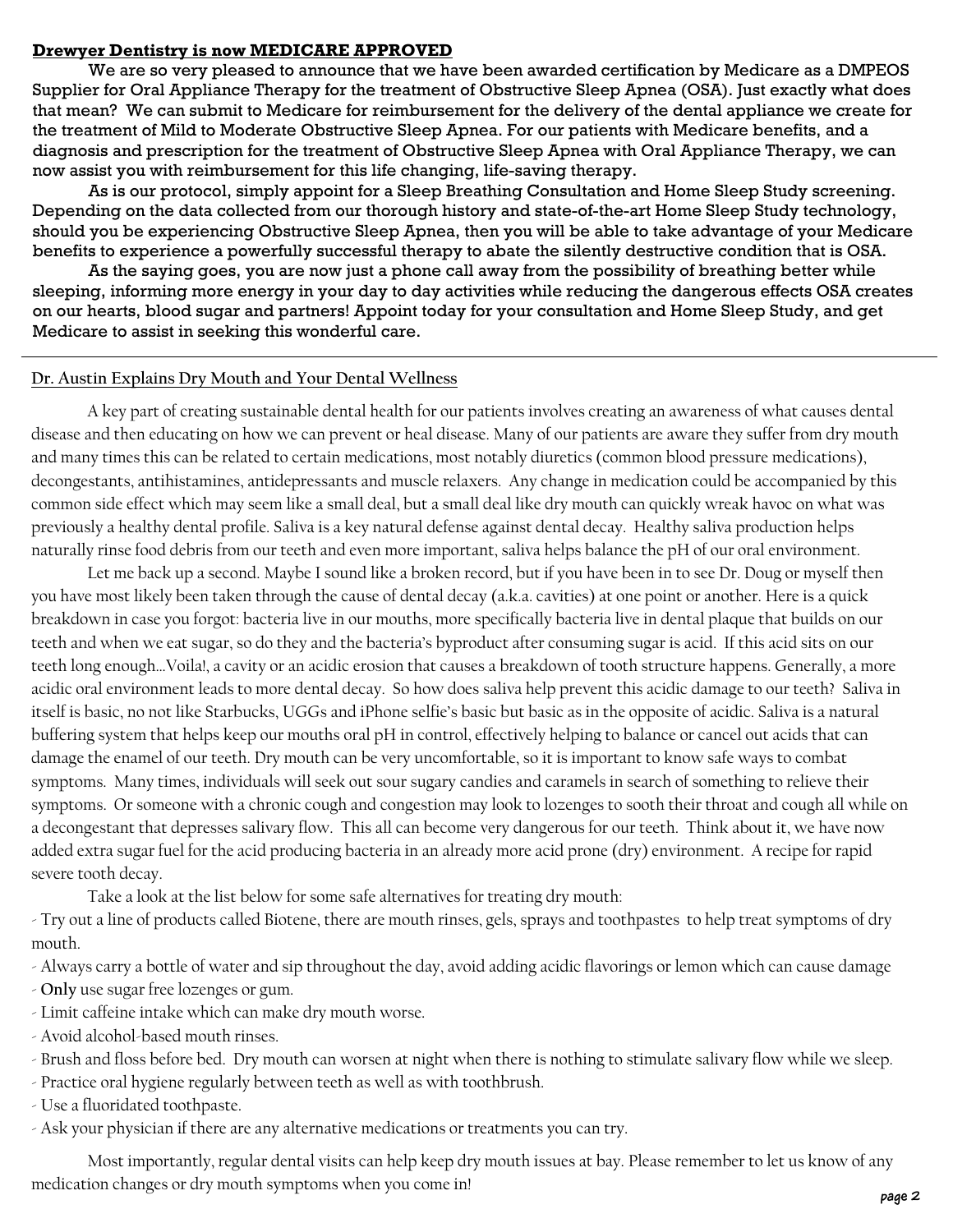## **Drewyer Dentistry is now MEDICARE APPROVED**

**We are so very pleased to announce that we have been awarded certification by Medicare as a DMPEOS Supplier for Oral Appliance Therapy for the treatment of Obstructive Sleep Apnea (OSA). Just exactly what does that mean? We can submit to Medicare for reimbursement for the delivery of the dental appliance we create for the treatment of Mild to Moderate Obstructive Sleep Apnea. For our patients with Medicare benefits, and a diagnosis and prescription for the treatment of Obstructive Sleep Apnea with Oral Appliance Therapy, we can now assist you with reimbursement for this life changing, life-saving therapy.**

**As is our protocol, simply appoint for a Sleep Breathing Consultation and Home Sleep Study screening. Depending on the data collected from our thorough history and state-of-the-art Home Sleep Study technology, should you be experiencing Obstructive Sleep Apnea, then you will be able to take advantage of your Medicare benefits to experience a powerfully successful therapy to abate the silently destructive condition that is OSA.**

**As the saying goes, you are now just a phone call away from the possibility of breathing better while sleeping, informing more energy in your day to day activities while reducing the dangerous effects OSA creates on our hearts, blood sugar and partners! Appoint today for your consultation and Home Sleep Study, and get Medicare to assist in seeking this wonderful care.**

---

## Dr. Austin Explains Dry Mouth and Your Dental Wellness

A key part of creating sustainable dental health for our patients involves creating an awareness of what causes dental disease and then educating on how we can prevent or heal disease. Many of our patients are aware they suffer from dry mouth and many times this can be related to certain medications, most notably diuretics (common blood pressure medications), decongestants, antihistamines, antidepressants and muscle relaxers. Any change in medication could be accompanied by this common side effect which may seem like a small deal, but a small deal like dry mouth can quickly wreak havoc on what was previously a healthy dental profile. Saliva is a key natural defense against dental decay. Healthy saliva production helps naturally rinse food debris from our teeth and even more important, saliva helps balance the pH of our oral environment.

Let me back up a second. Maybe I sound like a broken record, but if you have been in to see Dr. Doug or myself then you have most likely been taken through the cause of dental decay (a.k.a. cavities) at one point or another. Here is a quick breakdown in case you forgot: bacteria live in our mouths, more specifically bacteria live in dental plaque that builds on our teeth and when we eat sugar, so do they and the bacteria's byproduct after consuming sugar is acid. If this acid sits on our teeth long enough…Voila!, a cavity or an acidic erosion that causes a breakdown of tooth structure happens. Generally, a more acidic oral environment leads to more dental decay. So how does saliva help prevent this acidic damage to our teeth? Saliva in itself is basic, no not like Starbucks, UGGs and iPhone selfie's basic but basic as in the opposite of acidic. Saliva is a natural buffering system that helps keep our mouths oral pH in control, effectively helping to balance or cancel out acids that can damage the enamel of our teeth. Dry mouth can be very uncomfortable, so it is important to know safe ways to combat symptoms. Many times, individuals will seek out sour sugary candies and caramels in search of something to relieve their symptoms. Or someone with a chronic cough and congestion may look to lozenges to sooth their throat and cough all while on a decongestant that depresses salivary flow. This all can become very dangerous for our teeth. Think about it, we have now added extra sugar fuel for the acid producing bacteria in an already more acid prone (dry) environment. A recipe for rapid severe tooth decay.

Take a look at the list below for some safe alternatives for treating dry mouth:

- Try out a line of products called Biotene, there are mouth rinses, gels, sprays and toothpastes to help treat symptoms of dry mouth.
- Always carry a bottle of water and sip throughout the day, avoid adding acidic flavorings or lemon which can cause damage
- **Only** use sugar free lozenges or gum.
- Limit caffeine intake which can make dry mouth worse.
- Avoid alcohol-based mouth rinses.
- Brush and floss before bed. Dry mouth can worsen at night when there is nothing to stimulate salivary flow while we sleep.
- Practice oral hygiene regularly between teeth as well as with toothbrush.
- Use a fluoridated toothpaste.
- Ask your physician if there are any alternative medications or treatments you can try.

Most importantly, regular dental visits can help keep dry mouth issues at bay. Please remember to let us know of any medication changes or dry mouth symptoms when you come in!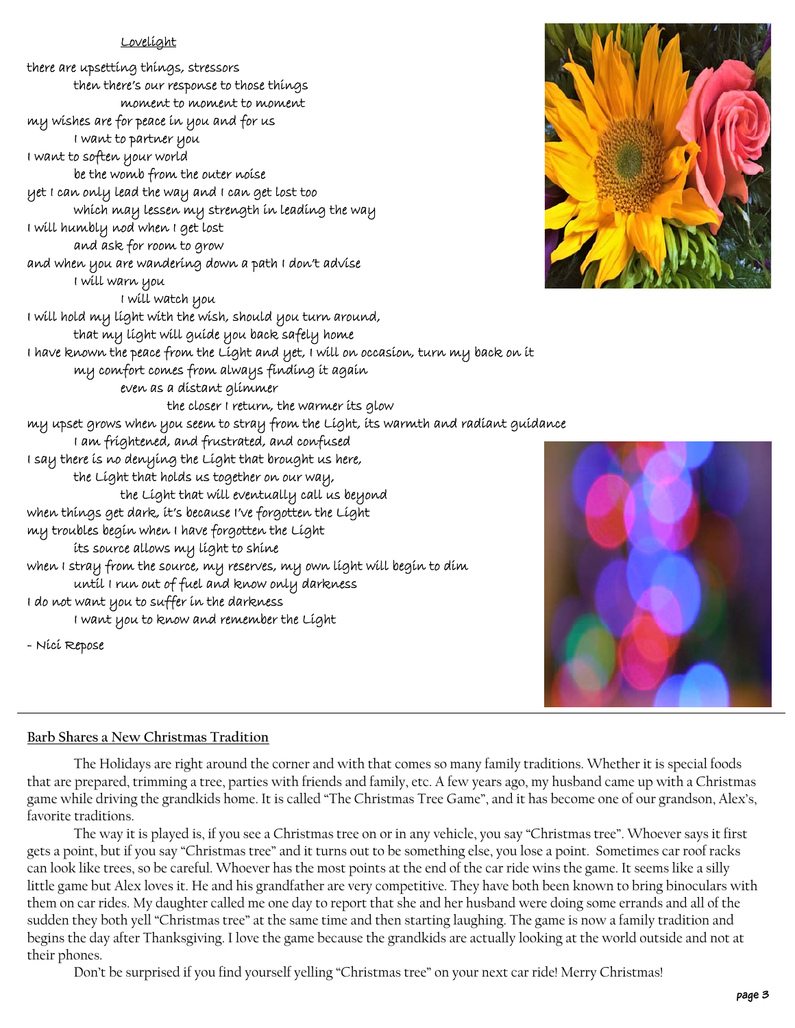## Lovelight

there are upsetting things, stressors
then there's our response to those things
moment to moment to moment
my wishes are for peace in you and for us
I want to partner you
I want to soften your world
be the womb from the outer noise
yet I can only lead the way and I can get lost too
which may lessen my strength in leading the way
I will humbly nod when I get lost
and ask for room to grow
and when you are wandering down a path I don't advise
I will warn you
I will watch you
I will hold my light with the wish, should you turn around,
that my light will guide you back safely home
I have known the peace from the Light and yet, I will on occasion, turn my back on it
my comfort comes from always finding it again
even as a distant glimmer
the closer I return, the warmer its glow
my upset grows when you seem to stray from the Light, its warmth and radiant guidance
I am frightened, and frustrated, and confused
I say there is no denying the Light that brought us here,
the Light that holds us together on our way,
the Light that will eventually call us beyond
when things get dark, it's because I've forgotten the Light
my troubles begin when I have forgotten the Light
its source allows my light to shine
when I stray from the source, my reserves, my own light will begin to dim
until I run out of fuel and know only darkness
I do not want you to suffer in the darkness
I want you to know and remember the Light

- Nici Repose

---

## Barb Shares a New Christmas Tradition

The Holidays are right around the corner and with that comes so many family traditions. Whether it is special foods that are prepared, trimming a tree, parties with friends and family, etc. A few years ago, my husband came up with a Christmas game while driving the grandkids home. It is called "The Christmas Tree Game", and it has become one of our grandson, Alex's, favorite traditions.

The way it is played is, if you see a Christmas tree on or in any vehicle, you say "Christmas tree". Whoever says it first gets a point, but if you say "Christmas tree" and it turns out to be something else, you lose a point. Sometimes car roof racks can look like trees, so be careful. Whoever has the most points at the end of the car ride wins the game. It seems like a silly little game but Alex loves it. He and his grandfather are very competitive. They have both been known to bring binoculars with them on car rides. My daughter called me one day to report that she and her husband were doing some errands and all of the sudden they both yell "Christmas tree" at the same time and then starting laughing. The game is now a family tradition and begins the day after Thanksgiving. I love the game because the grandkids are actually looking at the world outside and not at their phones.

Don't be surprised if you find yourself yelling "Christmas tree" on your next car ride! Merry Christmas!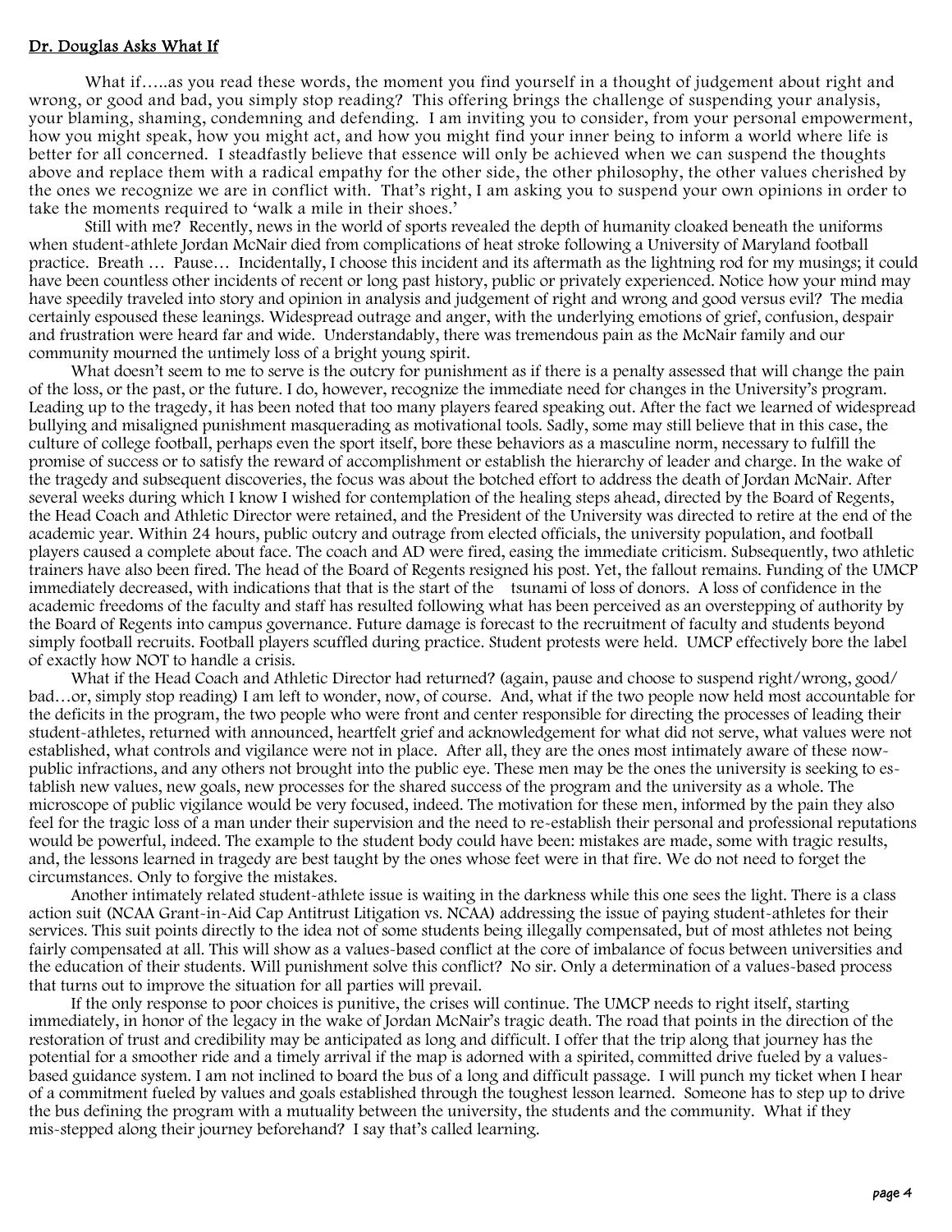## Dr. Douglas Asks What If

What if…..as you read these words, the moment you find yourself in a thought of judgement about right and wrong, or good and bad, you simply stop reading? This offering brings the challenge of suspending your analysis, your blaming, shaming, condemning and defending. I am inviting you to consider, from your personal empowerment, how you might speak, how you might act, and how you might find your inner being to inform a world where life is better for all concerned. I steadfastly believe that essence will only be achieved when we can suspend the thoughts above and replace them with a radical empathy for the other side, the other philosophy, the other values cherished by the ones we recognize we are in conflict with. That's right, I am asking you to suspend your own opinions in order to take the moments required to 'walk a mile in their shoes.'

Still with me? Recently, news in the world of sports revealed the depth of humanity cloaked beneath the uniforms when student-athlete Jordan McNair died from complications of heat stroke following a University of Maryland football practice. Breath … Pause… Incidentally, I choose this incident and its aftermath as the lightning rod for my musings; it could have been countless other incidents of recent or long past history, public or privately experienced. Notice how your mind may have speedily traveled into story and opinion in analysis and judgement of right and wrong and good versus evil? The media certainly espoused these leanings. Widespread outrage and anger, with the underlying emotions of grief, confusion, despair and frustration were heard far and wide. Understandably, there was tremendous pain as the McNair family and our community mourned the untimely loss of a bright young spirit.

What doesn't seem to me to serve is the outcry for punishment as if there is a penalty assessed that will change the pain of the loss, or the past, or the future. I do, however, recognize the immediate need for changes in the University's program. Leading up to the tragedy, it has been noted that too many players feared speaking out. After the fact we learned of widespread bullying and misaligned punishment masquerading as motivational tools. Sadly, some may still believe that in this case, the culture of college football, perhaps even the sport itself, bore these behaviors as a masculine norm, necessary to fulfill the promise of success or to satisfy the reward of accomplishment or establish the hierarchy of leader and charge. In the wake of the tragedy and subsequent discoveries, the focus was about the botched effort to address the death of Jordan McNair. After several weeks during which I know I wished for contemplation of the healing steps ahead, directed by the Board of Regents, the Head Coach and Athletic Director were retained, and the President of the University was directed to retire at the end of the academic year. Within 24 hours, public outcry and outrage from elected officials, the university population, and football players caused a complete about face. The coach and AD were fired, easing the immediate criticism. Subsequently, two athletic trainers have also been fired. The head of the Board of Regents resigned his post. Yet, the fallout remains. Funding of the UMCP immediately decreased, with indications that that is the start of the tsunami of loss of donors. A loss of confidence in the academic freedoms of the faculty and staff has resulted following what has been perceived as an overstepping of authority by the Board of Regents into campus governance. Future damage is forecast to the recruitment of faculty and students beyond simply football recruits. Football players scuffled during practice. Student protests were held. UMCP effectively bore the label of exactly how NOT to handle a crisis.

What if the Head Coach and Athletic Director had returned? (again, pause and choose to suspend right/wrong, good/bad…or, simply stop reading) I am left to wonder, now, of course. And, what if the two people now held most accountable for the deficits in the program, the two people who were front and center responsible for directing the processes of leading their student-athletes, returned with announced, heartfelt grief and acknowledgement for what did not serve, what values were not established, what controls and vigilance were not in place. After all, they are the ones most intimately aware of these now-public infractions, and any others not brought into the public eye. These men may be the ones the university is seeking to establish new values, new goals, new processes for the shared success of the program and the university as a whole. The microscope of public vigilance would be very focused, indeed. The motivation for these men, informed by the pain they also feel for the tragic loss of a man under their supervision and the need to re-establish their personal and professional reputations would be powerful, indeed. The example to the student body could have been: mistakes are made, some with tragic results, and, the lessons learned in tragedy are best taught by the ones whose feet were in that fire. We do not need to forget the circumstances. Only to forgive the mistakes.

Another intimately related student-athlete issue is waiting in the darkness while this one sees the light. There is a class action suit (NCAA Grant-in-Aid Cap Antitrust Litigation vs. NCAA) addressing the issue of paying student-athletes for their services. This suit points directly to the idea not of some students being illegally compensated, but of most athletes not being fairly compensated at all. This will show as a values-based conflict at the core of imbalance of focus between universities and the education of their students. Will punishment solve this conflict? No sir. Only a determination of a values-based process that turns out to improve the situation for all parties will prevail.

If the only response to poor choices is punitive, the crises will continue. The UMCP needs to right itself, starting immediately, in honor of the legacy in the wake of Jordan McNair's tragic death. The road that points in the direction of the restoration of trust and credibility may be anticipated as long and difficult. I offer that the trip along that journey has the potential for a smoother ride and a timely arrival if the map is adorned with a spirited, committed drive fueled by a values-based guidance system. I am not inclined to board the bus of a long and difficult passage. I will punch my ticket when I hear of a commitment fueled by values and goals established through the toughest lesson learned. Someone has to step up to drive the bus defining the program with a mutuality between the university, the students and the community. What if they mis-stepped along their journey beforehand? I say that's called learning.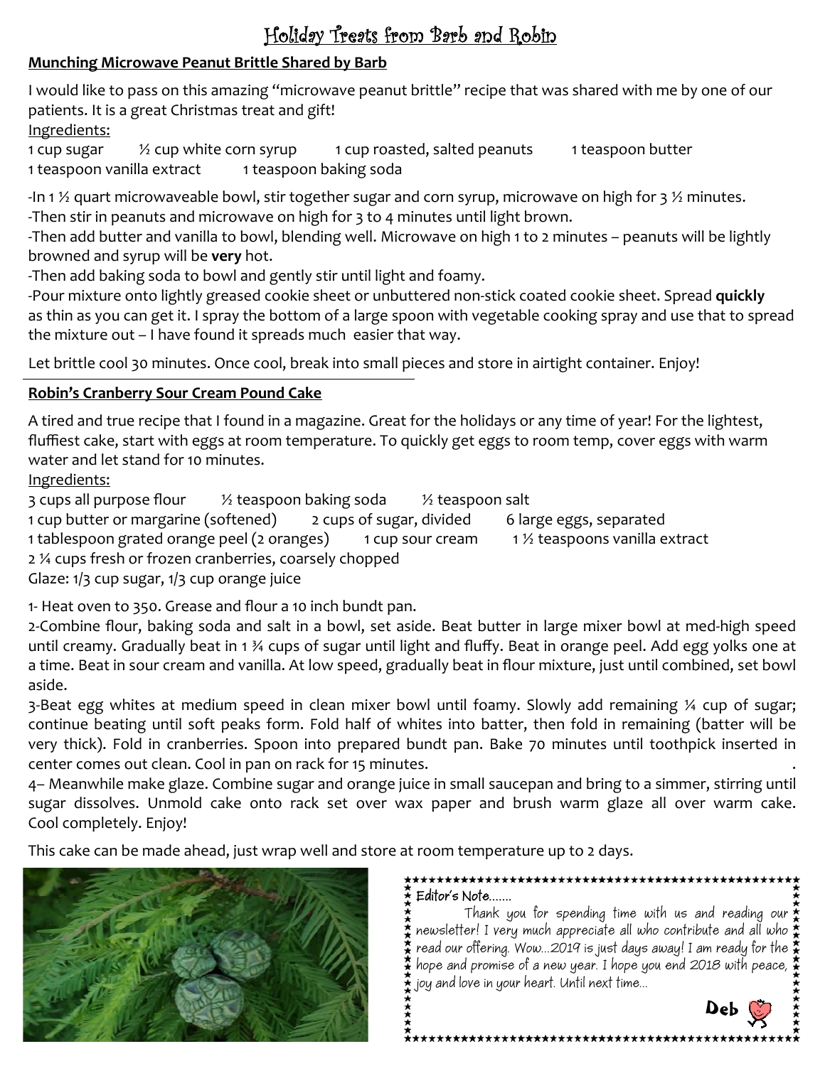# Holiday Treats from Barb and Robin

**Munching Microwave Peanut Brittle Shared by Barb**

I would like to pass on this amazing "microwave peanut brittle" recipe that was shared with me by one of our patients. It is a great Christmas treat and gift!

Ingredients:

1 cup sugar ½ cup white corn syrup 1 cup roasted, salted peanuts 1 teaspoon butter
1 teaspoon vanilla extract 1 teaspoon baking soda

-In 1 ½ quart microwaveable bowl, stir together sugar and corn syrup, microwave on high for 3 ½ minutes.
-Then stir in peanuts and microwave on high for 3 to 4 minutes until light brown.
-Then add butter and vanilla to bowl, blending well. Microwave on high 1 to 2 minutes – peanuts will be lightly browned and syrup will be **very** hot.
-Then add baking soda to bowl and gently stir until light and foamy.
-Pour mixture onto lightly greased cookie sheet or unbuttered non-stick coated cookie sheet. Spread **quickly** as thin as you can get it. I spray the bottom of a large spoon with vegetable cooking spray and use that to spread the mixture out – I have found it spreads much easier that way.

Let brittle cool 30 minutes. Once cool, break into small pieces and store in airtight container. Enjoy!

**Robin's Cranberry Sour Cream Pound Cake**

A tired and true recipe that I found in a magazine. Great for the holidays or any time of year! For the lightest, fluffiest cake, start with eggs at room temperature. To quickly get eggs to room temp, cover eggs with warm water and let stand for 10 minutes.

Ingredients:

3 cups all purpose flour ½ teaspoon baking soda ½ teaspoon salt
1 cup butter or margarine (softened) 2 cups of sugar, divided 6 large eggs, separated
1 tablespoon grated orange peel (2 oranges) 1 cup sour cream 1 ½ teaspoons vanilla extract
2 ¼ cups fresh or frozen cranberries, coarsely chopped
Glaze: 1/3 cup sugar, 1/3 cup orange juice

1- Heat oven to 350. Grease and flour a 10 inch bundt pan.
2-Combine flour, baking soda and salt in a bowl, set aside. Beat butter in large mixer bowl at med-high speed until creamy. Gradually beat in 1 ¾ cups of sugar until light and fluffy. Beat in orange peel. Add egg yolks one at a time. Beat in sour cream and vanilla. At low speed, gradually beat in flour mixture, just until combined, set bowl aside.
3-Beat egg whites at medium speed in clean mixer bowl until foamy. Slowly add remaining ¼ cup of sugar; continue beating until soft peaks form. Fold half of whites into batter, then fold in remaining (batter will be very thick). Fold in cranberries. Spoon into prepared bundt pan. Bake 70 minutes until toothpick inserted in center comes out clean. Cool in pan on rack for 15 minutes.
4– Meanwhile make glaze. Combine sugar and orange juice in small saucepan and bring to a simmer, stirring until sugar dissolves. Unmold cake onto rack set over wax paper and brush warm glaze all over warm cake. Cool completely. Enjoy!

This cake can be made ahead, just wrap well and store at room temperature up to 2 days.

Editor's Note…….

Thank you for spending time with us and reading our newsletter! I very much appreciate all who contribute and all who read our offering. Wow…2019 is just days away! I am ready for the hope and promise of a new year. I hope you end 2018 with peace, joy and love in your heart. Until next time…

Deb